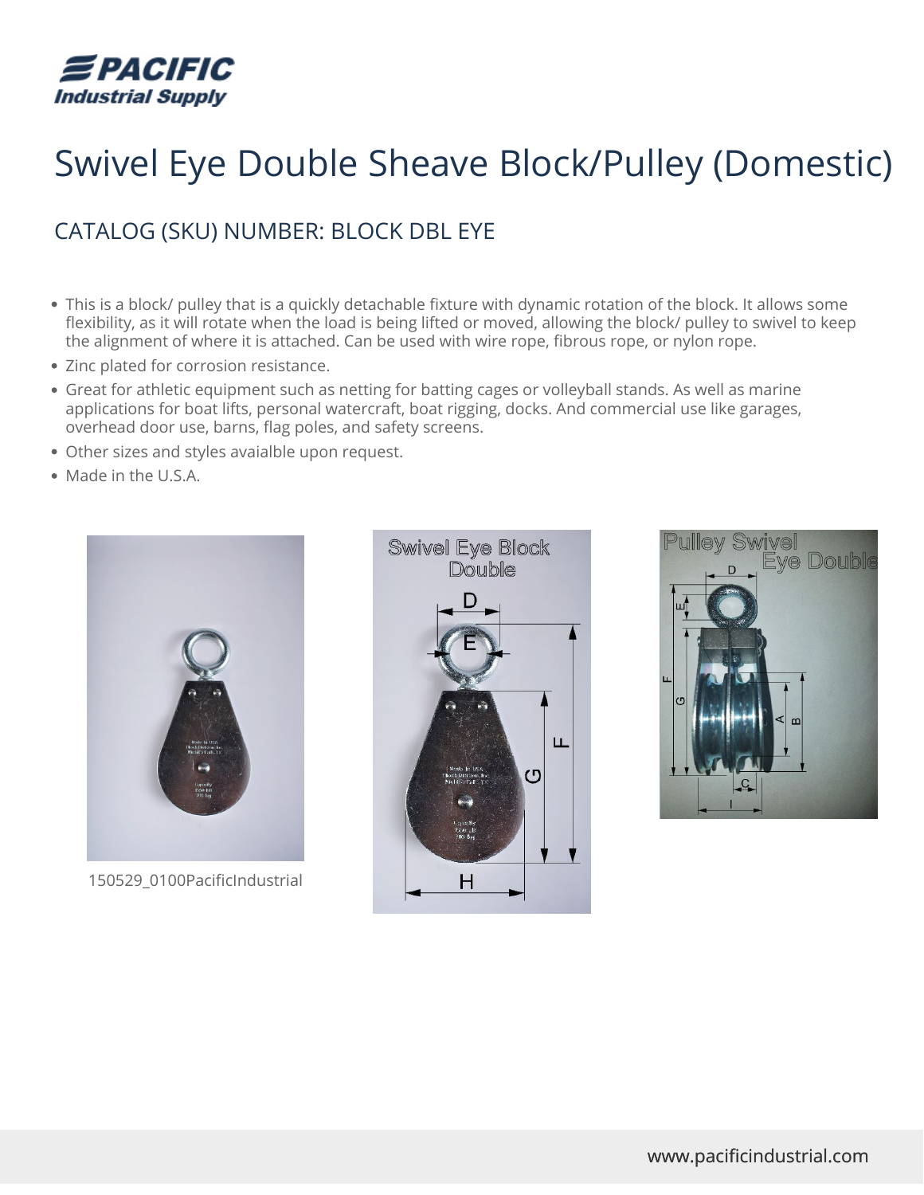# Swivel Eye Double Sheave Block/Pulley (Domestic)

## CATALOG (SKU) NUMBER: BLOCK DBL EYE

- This is a block/ pulley that is a quickly detachable fixture with dynamic rotation of the block. It allows some flexibility, as it will rotate when the load is being lifted or moved, allowing the block/ pulley to swivel to keep the alignment of where it is attached. Can be used with wire rope, fibrous rope, or nylon rope.
- Zinc plated for corrosion resistance.
- Great for athletic equipment such as netting for batting cages or volleyball stands. As well as marine applications for boat lifts, personal watercraft, boat rigging, docks. And commercial use like garages, overhead door use, barns, flag poles, and safety screens.
- Other sizes and styles avaialble upon request.
- Made in the U.S.A.

150529_0100PacificIndustrial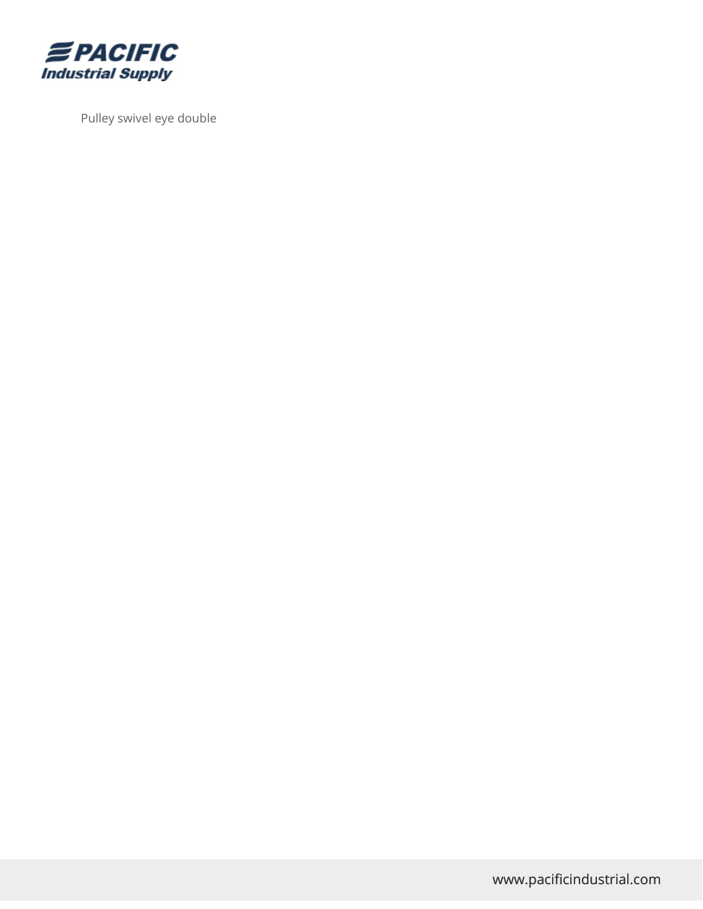Pulley swivel eye double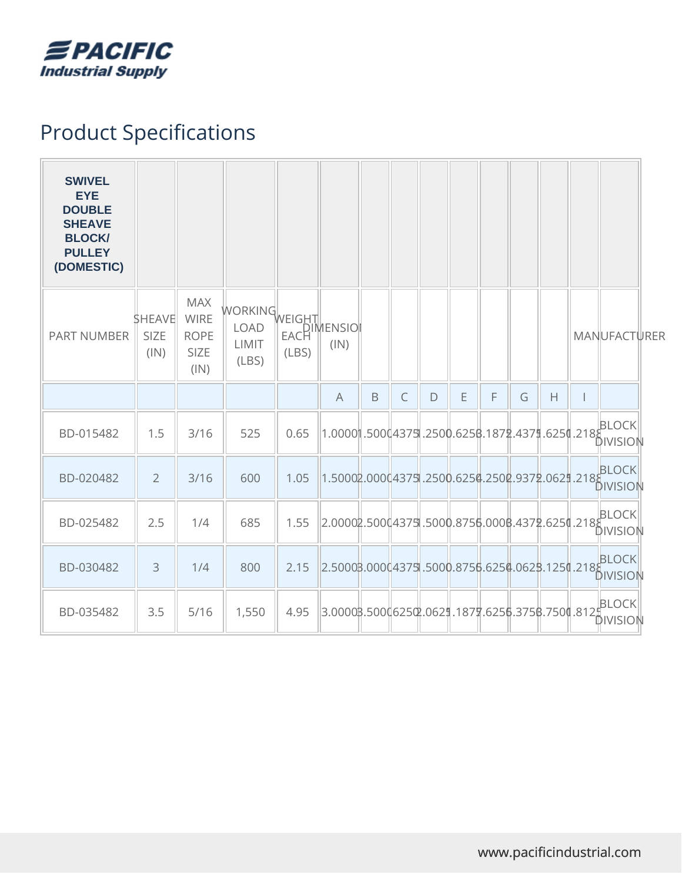# Product Specifications

| SWIVEL EYE DOUBLE SHEAVE BLOCK/ PULLEY (DOMESTIC) | | | | | | | | | | | | | | |
|---|---|---|---|---|---|---|---|---|---|---|---|---|---|---|
| PART NUMBER | SHEAVE SIZE (IN) | MAX WIRE ROPE SIZE (IN) | WORKING LOAD LIMIT (LBS) | WEIGHT EACH (LBS) | DIMENSION (IN) | | | | | | | | | MANUFACTURER |
| | | | | | A | B | C | D | E | F | G | H | I | |
| BD-015482 | 1.5 | 3/16 | 525 | 0.65 | 1.0000 | 1.5000 | 0.4375 | 1.2500 | 0.6250 | 3.1875 | 2.4375 | 1.6250 | 0.2188 | BLOCK DIVISION |
| BD-020482 | 2 | 3/16 | 600 | 1.05 | 1.5000 | 2.0000 | 0.4375 | 1.2500 | 0.6250 | 4.2500 | 2.9375 | 2.0625 | 0.2188 | BLOCK DIVISION |
| BD-025482 | 2.5 | 1/4 | 685 | 1.55 | 2.0000 | 2.5000 | 0.4375 | 1.5000 | 0.8750 | 5.0000 | 3.4375 | 2.6250 | 0.2188 | BLOCK DIVISION |
| BD-030482 | 3 | 1/4 | 800 | 2.15 | 2.5000 | 3.0000 | 0.4375 | 1.5000 | 0.8750 | 5.6250 | 4.0625 | 3.1250 | 0.2188 | BLOCK DIVISION |
| BD-035482 | 3.5 | 5/16 | 1,550 | 4.95 | 3.0000 | 3.5000 | 0.6250 | 2.0625 | 1.1875 | 7.6250 | 6.3750 | 3.7500 | 0.8125 | BLOCK DIVISION |